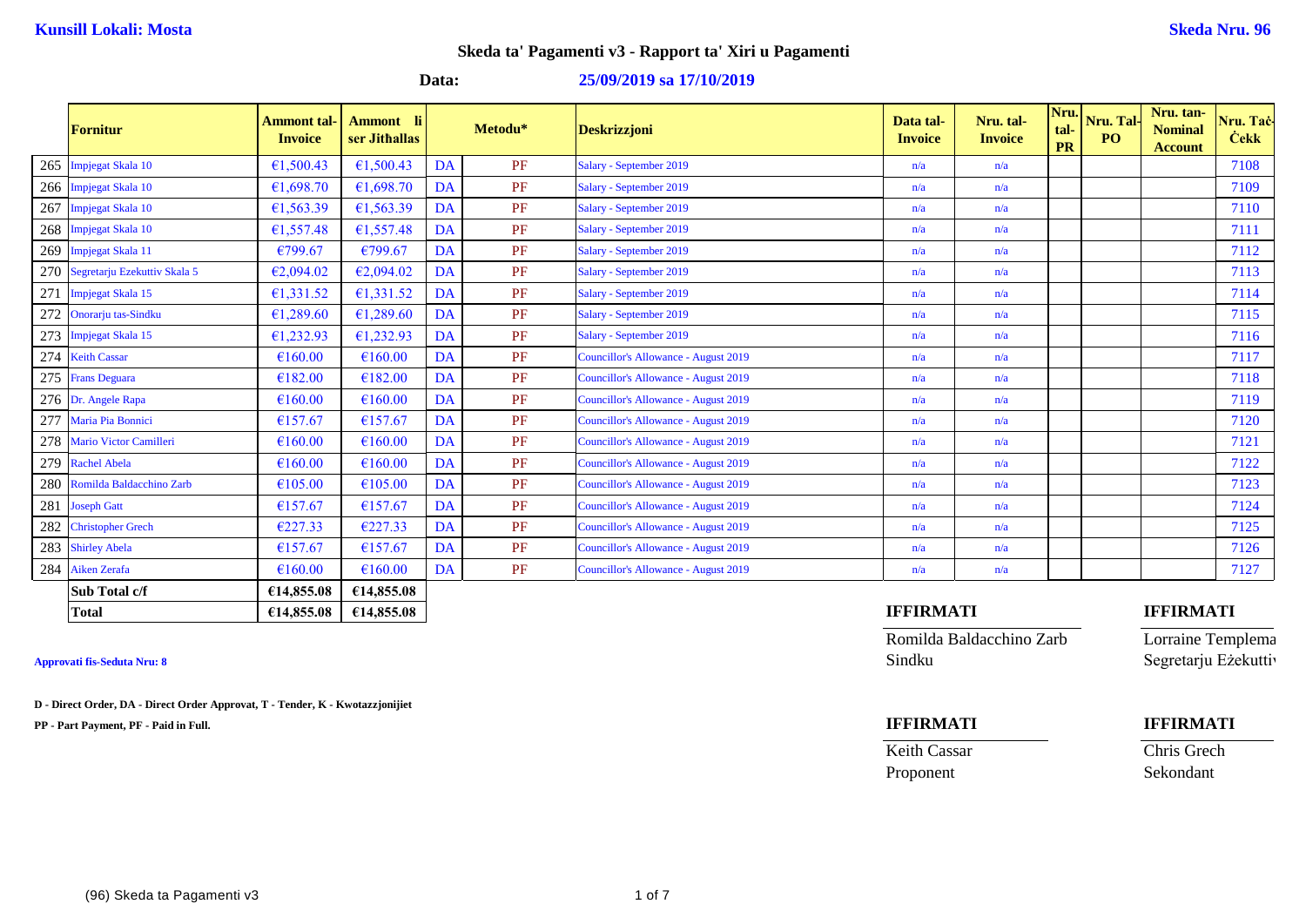**Kunsill Lokali: Mosta** **Skeda Nru. 96**

# Skeda ta' Pagamenti v3 - Rapport ta' Xiri u Pagamenti

**Data: 25/09/2019 sa 17/10/2019**

| | Fornitur | Ammont tal-Invoice | Ammont li ser Jitħallas | Metodu* | | Deskrizzjoni | Data tal-Invoice | Nru. tal-Invoice | Nru. tal-PR | Nru. Tal-PO | Nru. tan-Nominal Account | Nru. Taċ-Ċekk |
|---|---|---|---|---|---|---|---|---|---|---|---|---|
| 265 | Impjegat Skala 10 | €1,500.43 | €1,500.43 | DA | PF | Salary - September 2019 | n/a | n/a | | | | 7108 |
| 266 | Impjegat Skala 10 | €1,698.70 | €1,698.70 | DA | PF | Salary - September 2019 | n/a | n/a | | | | 7109 |
| 267 | Impjegat Skala 10 | €1,563.39 | €1,563.39 | DA | PF | Salary - September 2019 | n/a | n/a | | | | 7110 |
| 268 | Impjegat Skala 10 | €1,557.48 | €1,557.48 | DA | PF | Salary - September 2019 | n/a | n/a | | | | 7111 |
| 269 | Impjegat Skala 11 | €799.67 | €799.67 | DA | PF | Salary - September 2019 | n/a | n/a | | | | 7112 |
| 270 | Segretarju Ezekuttiv Skala 5 | €2,094.02 | €2,094.02 | DA | PF | Salary - September 2019 | n/a | n/a | | | | 7113 |
| 271 | Impjegat Skala 15 | €1,331.52 | €1,331.52 | DA | PF | Salary - September 2019 | n/a | n/a | | | | 7114 |
| 272 | Onorarju tas-Sindku | €1,289.60 | €1,289.60 | DA | PF | Salary - September 2019 | n/a | n/a | | | | 7115 |
| 273 | Impjegat Skala 15 | €1,232.93 | €1,232.93 | DA | PF | Salary - September 2019 | n/a | n/a | | | | 7116 |
| 274 | Keith Cassar | €160.00 | €160.00 | DA | PF | Councillor's Allowance - August 2019 | n/a | n/a | | | | 7117 |
| 275 | Frans Deguara | €182.00 | €182.00 | DA | PF | Councillor's Allowance - August 2019 | n/a | n/a | | | | 7118 |
| 276 | Dr. Angele Rapa | €160.00 | €160.00 | DA | PF | Councillor's Allowance - August 2019 | n/a | n/a | | | | 7119 |
| 277 | Maria Pia Bonnici | €157.67 | €157.67 | DA | PF | Councillor's Allowance - August 2019 | n/a | n/a | | | | 7120 |
| 278 | Mario Victor Camilleri | €160.00 | €160.00 | DA | PF | Councillor's Allowance - August 2019 | n/a | n/a | | | | 7121 |
| 279 | Rachel Abela | €160.00 | €160.00 | DA | PF | Councillor's Allowance - August 2019 | n/a | n/a | | | | 7122 |
| 280 | Romilda Baldacchino Zarb | €105.00 | €105.00 | DA | PF | Councillor's Allowance - August 2019 | n/a | n/a | | | | 7123 |
| 281 | Joseph Gatt | €157.67 | €157.67 | DA | PF | Councillor's Allowance - August 2019 | n/a | n/a | | | | 7124 |
| 282 | Christopher Grech | €227.33 | €227.33 | DA | PF | Councillor's Allowance - August 2019 | n/a | n/a | | | | 7125 |
| 283 | Shirley Abela | €157.67 | €157.67 | DA | PF | Councillor's Allowance - August 2019 | n/a | n/a | | | | 7126 |
| 284 | Aiken Zerafa | €160.00 | €160.00 | DA | PF | Councillor's Allowance - August 2019 | n/a | n/a | | | | 7127 |
| | **Sub Total c/f** | **€14,855.08** | **€14,855.08** | | | | | | | | | |
| | **Total** | **€14,855.08** | **€14,855.08** | | | | | | | | | |

**Approvati fis-Seduta Nru: 8**

**IFFIRMATI**

Romilda Baldacchino Zarb
Sindku

**IFFIRMATI**

Lorraine Templema
Segretarju Eżekuttiv

**D - Direct Order, DA - Direct Order Approvat, T - Tender, K - Kwotazzjonijiet**
**PP - Part Payment, PF - Paid in Full.**

**IFFIRMATI**

Keith Cassar
Proponent

**IFFIRMATI**

Chris Grech
Sekondant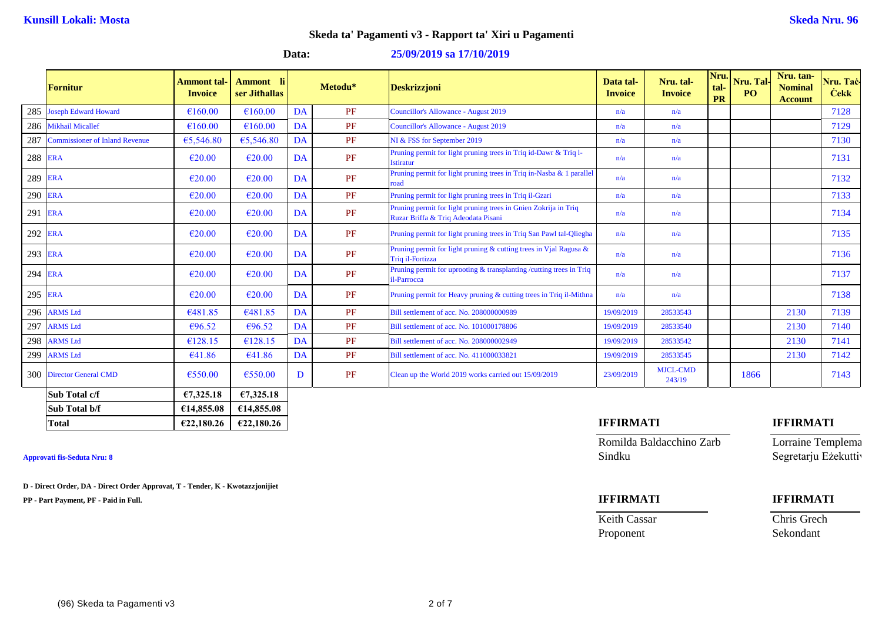**Kunsill Lokali: Mosta** **Skeda Nru. 96**

## Skeda ta' Pagamenti v3 - Rapport ta' Xiri u Pagamenti

**Data: 25/09/2019 sa 17/10/2019**

| | Fornitur | Ammont tal-Invoice | Ammont li ser Jitħallas | Metodu* | | Deskrizzjoni | Data tal-Invoice | Nru. tal-Invoice | Nru. tal-PR | Nru. Tal-PO | Nru. tan-Nominal Account | Nru. Taċ-Ċekk |
|---|---|---|---|---|---|---|---|---|---|---|---|---|
| 285 | Joseph Edward Howard | €160.00 | €160.00 | DA | PF | Councillor's Allowance - August 2019 | n/a | n/a | | | | 7128 |
| 286 | Mikhail Micallef | €160.00 | €160.00 | DA | PF | Councillor's Allowance - August 2019 | n/a | n/a | | | | 7129 |
| 287 | Commissioner of Inland Revenue | €5,546.80 | €5,546.80 | DA | PF | NI & FSS for September 2019 | n/a | n/a | | | | 7130 |
| 288 | ERA | €20.00 | €20.00 | DA | PF | Pruning permit for light pruning trees in Triq id-Dawr & Triq l-Istiratur | n/a | n/a | | | | 7131 |
| 289 | ERA | €20.00 | €20.00 | DA | PF | Pruning permit for light pruning trees in Triq in-Nasba & 1 parallel road | n/a | n/a | | | | 7132 |
| 290 | ERA | €20.00 | €20.00 | DA | PF | Pruning permit for light pruning trees in Triq il-Gzari | n/a | n/a | | | | 7133 |
| 291 | ERA | €20.00 | €20.00 | DA | PF | Pruning permit for light pruning trees in Gnien Zokrija in Triq Ruzar Briffa & Triq Adeodata Pisani | n/a | n/a | | | | 7134 |
| 292 | ERA | €20.00 | €20.00 | DA | PF | Pruning permit for light pruning trees in Triq San Pawl tal-Qliegha | n/a | n/a | | | | 7135 |
| 293 | ERA | €20.00 | €20.00 | DA | PF | Pruning permit for light pruning & cutting trees in Vjal Ragusa & Triq il-Fortizza | n/a | n/a | | | | 7136 |
| 294 | ERA | €20.00 | €20.00 | DA | PF | Pruning permit for uprooting & transplanting /cutting trees in Triq il-Parrocca | n/a | n/a | | | | 7137 |
| 295 | ERA | €20.00 | €20.00 | DA | PF | Pruning permit for Heavy pruning & cutting trees in Triq il-Mithna | n/a | n/a | | | | 7138 |
| 296 | ARMS Ltd | €481.85 | €481.85 | DA | PF | Bill settlement of acc. No. 208000000989 | 19/09/2019 | 28533543 | | | 2130 | 7139 |
| 297 | ARMS Ltd | €96.52 | €96.52 | DA | PF | Bill settlement of acc. No. 101000178806 | 19/09/2019 | 28533540 | | | 2130 | 7140 |
| 298 | ARMS Ltd | €128.15 | €128.15 | DA | PF | Bill settlement of acc. No. 208000002949 | 19/09/2019 | 28533542 | | | 2130 | 7141 |
| 299 | ARMS Ltd | €41.86 | €41.86 | DA | PF | Bill settlement of acc. No. 411000033821 | 19/09/2019 | 28533545 | | | 2130 | 7142 |
| 300 | Director General CMD | €550.00 | €550.00 | D | PF | Clean up the World 2019 works carried out 15/09/2019 | 23/09/2019 | MJCL-CMD 243/19 | | 1866 | | 7143 |

| | | |
|---|---|---|
| **Sub Total c/f** | **€7,325.18** | **€7,325.18** |
| **Sub Total b/f** | **€14,855.08** | **€14,855.08** |
| **Total** | **€22,180.26** | **€22,180.26** |

**Approvati fis-Seduta Nru: 8**

**D - Direct Order, DA - Direct Order Approvat, T - Tender, K - Kwotazzjonijiet**

**PP - Part Payment, PF - Paid in Full.**

**IFFIRMATI**

Romilda Baldacchino Zarb
Sindku

**IFFIRMATI**

Lorraine Templema
Segretarju Eżekuttiv

**IFFIRMATI**

Keith Cassar
Proponent

**IFFIRMATI**

Chris Grech
Sekondant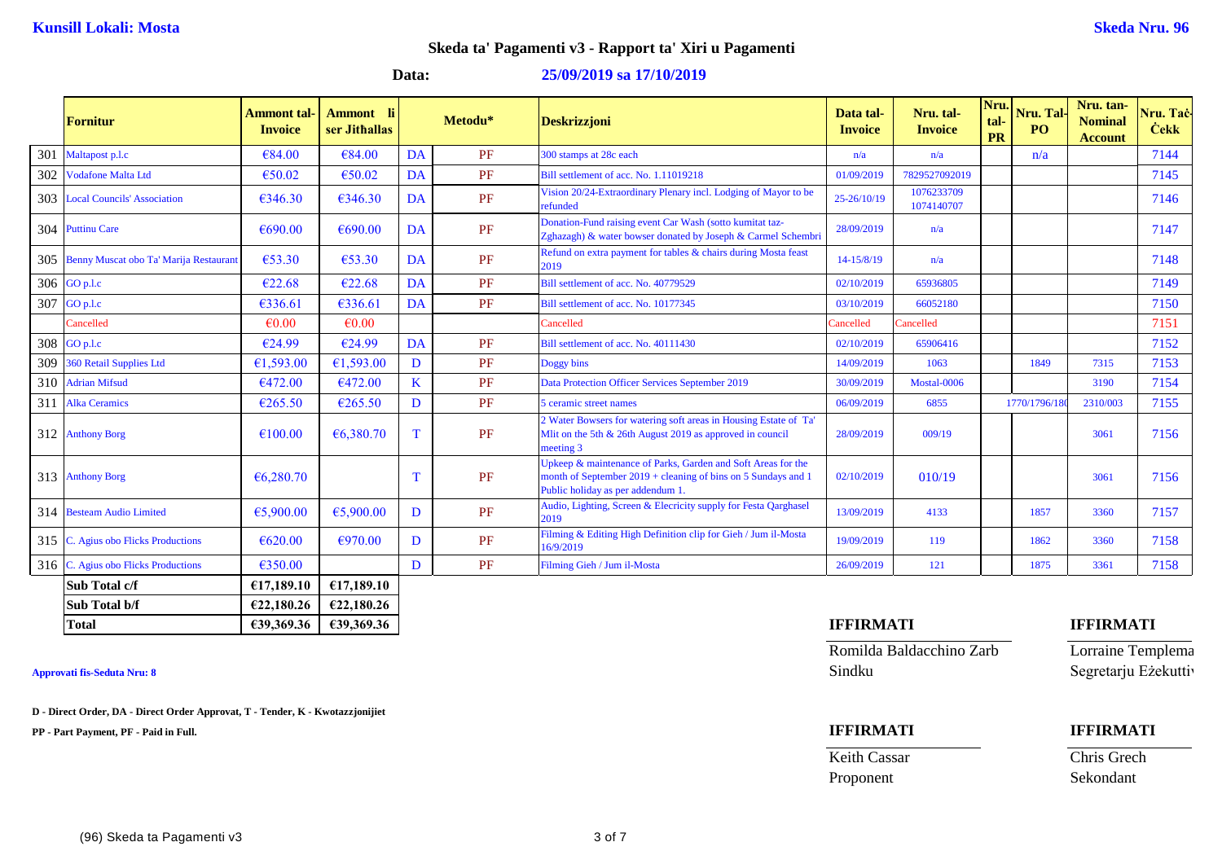**Kunsill Lokali: Mosta** | **Skeda Nru. 96**

## Skeda ta' Pagamenti v3 - Rapport ta' Xiri u Pagamenti

**Data:** **25/09/2019 sa 17/10/2019**

| | Fornitur | Ammont tal-Invoice | Ammont li ser Jitħallas | Metodu* | | Deskrizzjoni | Data tal-Invoice | Nru. tal-Invoice | Nru. tal-PR | Nru. Tal-PO | Nru. tan-Nominal Account | Nru. Taċ-Ċekk |
|---|---|---|---|---|---|---|---|---|---|---|---|---|
| 301 | Maltapost p.l.c | €84.00 | €84.00 | DA | PF | 300 stamps at 28c each | n/a | n/a | | n/a | | 7144 |
| 302 | Vodafone Malta Ltd | €50.02 | €50.02 | DA | PF | Bill settlement of acc. No. 1.11019218 | 01/09/2019 | 7829527092019 | | | | 7145 |
| 303 | Local Councils' Association | €346.30 | €346.30 | DA | PF | Vision 20/24-Extraordinary Plenary incl. Lodging of Mayor to be refunded | 25-26/10/19 | 1076233709 1074140707 | | | | 7146 |
| 304 | Puttinu Care | €690.00 | €690.00 | DA | PF | Donation-Fund raising event Car Wash (sotto kumitat taż-Zghazagh) & water bowser donated by Joseph & Carmel Schembri | 28/09/2019 | n/a | | | | 7147 |
| 305 | Benny Muscat obo Ta' Marija Restaurant | €53.30 | €53.30 | DA | PF | Refund on extra payment for tables & chairs during Mosta feast 2019 | 14-15/8/19 | n/a | | | | 7148 |
| 306 | GO p.l.c | €22.68 | €22.68 | DA | PF | Bill settlement of acc. No. 40779529 | 02/10/2019 | 65936805 | | | | 7149 |
| 307 | GO p.l.c | €336.61 | €336.61 | DA | PF | Bill settlement of acc. No. 10177345 | 03/10/2019 | 66052180 | | | | 7150 |
| | Cancelled | €0.00 | €0.00 | | | Cancelled | Cancelled | Cancelled | | | | 7151 |
| 308 | GO p.l.c | €24.99 | €24.99 | DA | PF | Bill settlement of acc. No. 40111430 | 02/10/2019 | 65906416 | | | | 7152 |
| 309 | 360 Retail Supplies Ltd | €1,593.00 | €1,593.00 | D | PF | Doggy bins | 14/09/2019 | 1063 | | 1849 | 7315 | 7153 |
| 310 | Adrian Mifsud | €472.00 | €472.00 | K | PF | Data Protection Officer Services September 2019 | 30/09/2019 | Mostal-0006 | | | 3190 | 7154 |
| 311 | Alka Ceramics | €265.50 | €265.50 | D | PF | 5 ceramic street names | 06/09/2019 | 6855 | | 1770/1796/180 | 2310/003 | 7155 |
| 312 | Anthony Borg | €100.00 | €6,380.70 | T | PF | 2 Water Bowsers for watering soft areas in Housing Estate of Ta' Mlit on the 5th & 26th August 2019 as approved in council meeting 3 | 28/09/2019 | 009/19 | | | 3061 | 7156 |
| 313 | Anthony Borg | €6,280.70 | | T | PF | Upkeep & maintenance of Parks, Garden and Soft Areas for the month of September 2019 + cleaning of bins on 5 Sundays and 1 Public holiday as per addendum 1. | 02/10/2019 | 010/19 | | | 3061 | 7156 |
| 314 | Besteam Audio Limited | €5,900.00 | €5,900.00 | D | PF | Audio, Lighting, Screen & Elecricity supply for Festa Qarghasel 2019 | 13/09/2019 | 4133 | | 1857 | 3360 | 7157 |
| 315 | C. Agius obo Flicks Productions | €620.00 | €970.00 | D | PF | Filming & Editing High Definition clip for Gieh / Jum il-Mosta 16/9/2019 | 19/09/2019 | 119 | | 1862 | 3360 | 7158 |
| 316 | C. Agius obo Flicks Productions | €350.00 | | D | PF | Filming Gieh / Jum il-Mosta | 26/09/2019 | 121 | | 1875 | 3361 | 7158 |
| | **Sub Total c/f** | **€17,189.10** | **€17,189.10** | | | | | | | | | |
| | **Sub Total b/f** | **€22,180.26** | **€22,180.26** | | | | | | | | | |
| | **Total** | **€39,369.36** | **€39,369.36** | | | | | | | | | |

**IFFIRMATI**
Romilda Baldacchino Zarb
Sindku

**IFFIRMATI**
Lorraine Templema
Segretarju Eżekuttiv

**Approvati fis-Seduta Nru: 8**

**IFFIRMATI**
Keith Cassar
Proponent

**IFFIRMATI**
Chris Grech
Sekondant

**D - Direct Order, DA - Direct Order Approvat, T - Tender, K - Kwotazzjonijiet**

**PP - Part Payment, PF - Paid in Full.**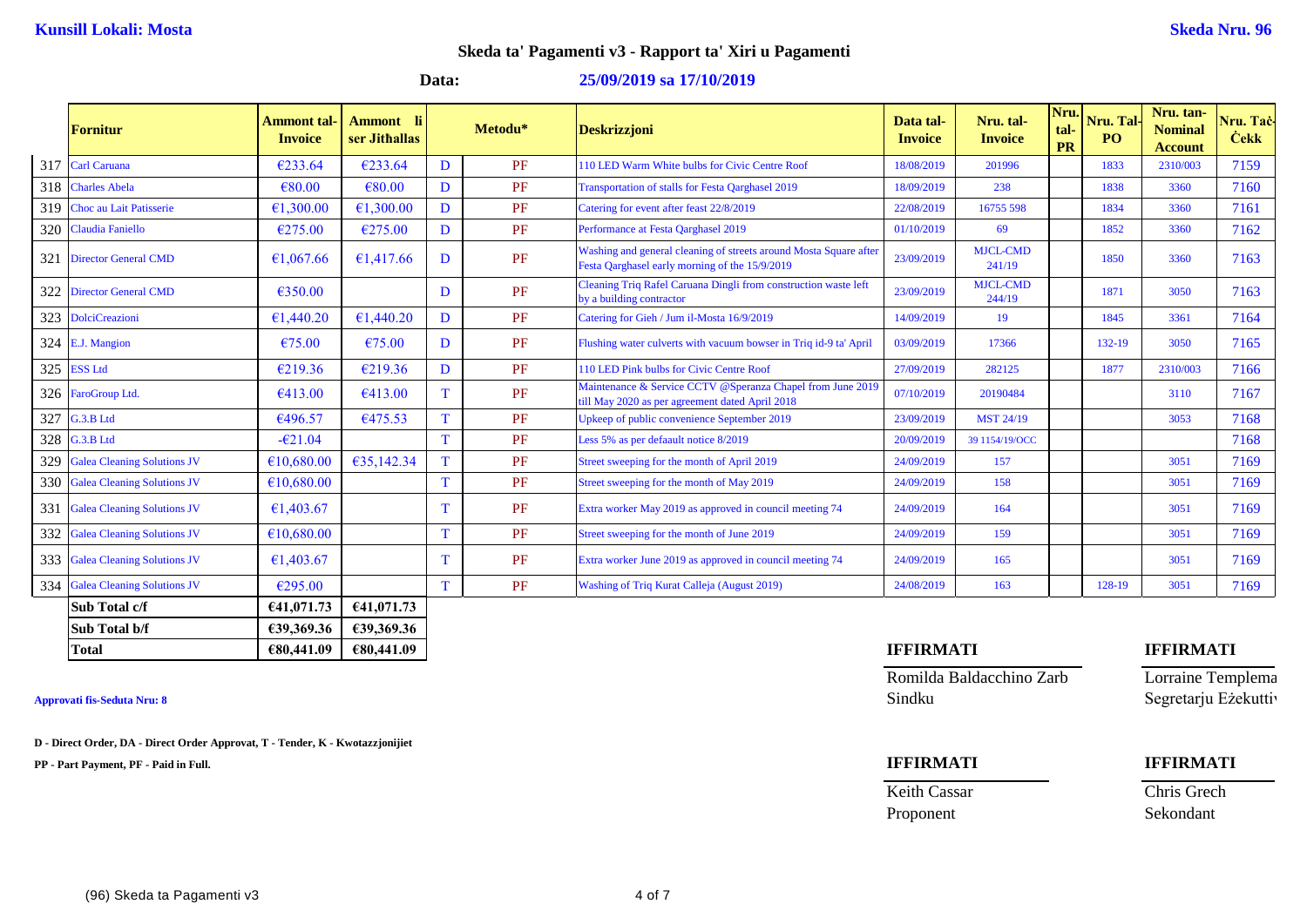**Kunsill Lokali: Mosta** **Skeda Nru. 96**

## Skeda ta' Pagamenti v3 - Rapport ta' Xiri u Pagamenti

**Data:** **25/09/2019 sa 17/10/2019**

| | Fornitur | Ammont tal-Invoice | Ammont li ser Jitħallas | Metodu* | | Deskrizzjoni | Data tal-Invoice | Nru. tal-Invoice | Nru. tal-PR | Nru. Tal-PO | Nru. tan-Nominal Account | Nru. Taċ-Ċekk |
|---|---|---|---|---|---|---|---|---|---|---|---|---|
| 317 | Carl Caruana | €233.64 | €233.64 | D | PF | 110 LED Warm White bulbs for Civic Centre Roof | 18/08/2019 | 201996 | | 1833 | 2310/003 | 7159 |
| 318 | Charles Abela | €80.00 | €80.00 | D | PF | Transportation of stalls for Festa Qarghasel 2019 | 18/09/2019 | 238 | | 1838 | 3360 | 7160 |
| 319 | Choc au Lait Patisserie | €1,300.00 | €1,300.00 | D | PF | Catering for event after feast 22/8/2019 | 22/08/2019 | 16755 598 | | 1834 | 3360 | 7161 |
| 320 | Claudia Faniello | €275.00 | €275.00 | D | PF | Performance at Festa Qarghasel 2019 | 01/10/2019 | 69 | | 1852 | 3360 | 7162 |
| 321 | Director General CMD | €1,067.66 | €1,417.66 | D | PF | Washing and general cleaning of streets around Mosta Square after Festa Qarghasel early morning of the 15/9/2019 | 23/09/2019 | MJCL-CMD 241/19 | | 1850 | 3360 | 7163 |
| 322 | Director General CMD | €350.00 | | D | PF | Cleaning Triq Rafel Caruana Dingli from construction waste left by a building contractor | 23/09/2019 | MJCL-CMD 244/19 | | 1871 | 3050 | 7163 |
| 323 | DolciCreazioni | €1,440.20 | €1,440.20 | D | PF | Catering for Gieh / Jum il-Mosta 16/9/2019 | 14/09/2019 | 19 | | 1845 | 3361 | 7164 |
| 324 | E.J. Mangion | €75.00 | €75.00 | D | PF | Flushing water culverts with vacuum bowser in Triq id-9 ta' April | 03/09/2019 | 17366 | | 132-19 | 3050 | 7165 |
| 325 | ESS Ltd | €219.36 | €219.36 | D | PF | 110 LED Pink bulbs for Civic Centre Roof | 27/09/2019 | 282125 | | 1877 | 2310/003 | 7166 |
| 326 | FaroGroup Ltd. | €413.00 | €413.00 | T | PF | Maintenance & Service CCTV @Speranza Chapel from June 2019 till May 2020 as per agreement dated April 2018 | 07/10/2019 | 20190484 | | | 3110 | 7167 |
| 327 | G.3.B Ltd | €496.57 | €475.53 | T | PF | Upkeep of public convenience September 2019 | 23/09/2019 | MST 24/19 | | | 3053 | 7168 |
| 328 | G.3.B Ltd | -€21.04 | | T | PF | Less 5% as per defaault notice 8/2019 | 20/09/2019 | 39 1154/19/OCC | | | | 7168 |
| 329 | Galea Cleaning Solutions JV | €10,680.00 | €35,142.34 | T | PF | Street sweeping for the month of April 2019 | 24/09/2019 | 157 | | | 3051 | 7169 |
| 330 | Galea Cleaning Solutions JV | €10,680.00 | | T | PF | Street sweeping for the month of May 2019 | 24/09/2019 | 158 | | | 3051 | 7169 |
| 331 | Galea Cleaning Solutions JV | €1,403.67 | | T | PF | Extra worker May 2019 as approved in council meeting 74 | 24/09/2019 | 164 | | | 3051 | 7169 |
| 332 | Galea Cleaning Solutions JV | €10,680.00 | | T | PF | Street sweeping for the month of June 2019 | 24/09/2019 | 159 | | | 3051 | 7169 |
| 333 | Galea Cleaning Solutions JV | €1,403.67 | | T | PF | Extra worker June 2019 as approved in council meeting 74 | 24/09/2019 | 165 | | | 3051 | 7169 |
| 334 | Galea Cleaning Solutions JV | €295.00 | | T | PF | Washing of Triq Kurat Calleja (August 2019) | 24/08/2019 | 163 | | 128-19 | 3051 | 7169 |
| | **Sub Total c/f** | **€41,071.73** | **€41,071.73** | | | | | | | | | |
| | **Sub Total b/f** | **€39,369.36** | **€39,369.36** | | | | | | | | | |
| | **Total** | **€80,441.09** | **€80,441.09** | | | | | | | | | |

**Approvati fis-Seduta Nru: 8**

**D - Direct Order, DA - Direct Order Approvat, T - Tender, K - Kwotazzjonijiet**

**PP - Part Payment, PF - Paid in Full.**

**IFFIRMATI**
Romilda Baldacchino Zarb
Sindku

**IFFIRMATI**
Lorraine Templema
Segretarju Eżekuttiv

**IFFIRMATI**
Keith Cassar
Proponent

**IFFIRMATI**
Chris Grech
Sekondant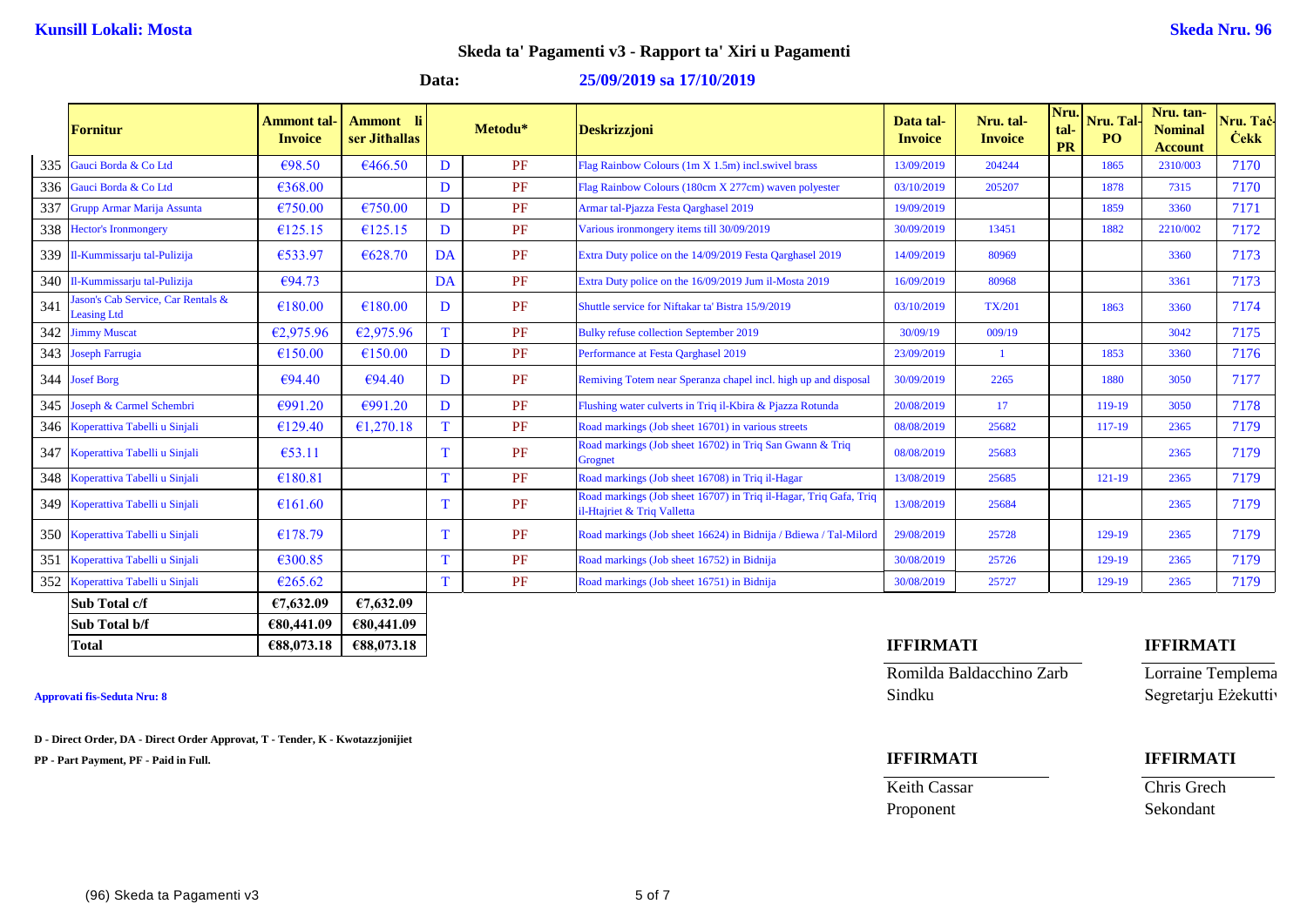**Kunsill Lokali: Mosta** **Skeda Nru. 96**

## Skeda ta' Pagamenti v3 - Rapport ta' Xiri u Pagamenti

**Data:** **25/09/2019 sa 17/10/2019**

| | Fornitur | Ammont tal-Invoice | Ammont li ser Jitħallas | Metodu* | | Deskrizzjoni | Data tal-Invoice | Nru. tal-Invoice | Nru. tal-PR | Nru. Tal-PO | Nru. tan-Nominal Account | Nru. Taċ-Ċekk |
|---|---|---|---|---|---|---|---|---|---|---|---|---|
| 335 | Gauci Borda & Co Ltd | €98.50 | €466.50 | D | PF | Flag Rainbow Colours (1m X 1.5m) incl.swivel brass | 13/09/2019 | 204244 | | 1865 | 2310/003 | 7170 |
| 336 | Gauci Borda & Co Ltd | €368.00 | | D | PF | Flag Rainbow Colours (180cm X 277cm) waven polyester | 03/10/2019 | 205207 | | 1878 | 7315 | 7170 |
| 337 | Grupp Armar Marija Assunta | €750.00 | €750.00 | D | PF | Armar tal-Pjazza Festa Qarghasel 2019 | 19/09/2019 | | | 1859 | 3360 | 7171 |
| 338 | Hector's Ironmongery | €125.15 | €125.15 | D | PF | Various ironmongery items till 30/09/2019 | 30/09/2019 | 13451 | | 1882 | 2210/002 | 7172 |
| 339 | Il-Kummissarju tal-Pulizija | €533.97 | €628.70 | DA | PF | Extra Duty police on the 14/09/2019 Festa Qarghasel 2019 | 14/09/2019 | 80969 | | | 3360 | 7173 |
| 340 | Il-Kummissarju tal-Pulizija | €94.73 | | DA | PF | Extra Duty police on the 16/09/2019 Jum il-Mosta 2019 | 16/09/2019 | 80968 | | | 3361 | 7173 |
| 341 | Jason's Cab Service, Car Rentals & Leasing Ltd | €180.00 | €180.00 | D | PF | Shuttle service for Niftakar ta' Bistra 15/9/2019 | 03/10/2019 | TX/201 | | 1863 | 3360 | 7174 |
| 342 | Jimmy Muscat | €2,975.96 | €2,975.96 | T | PF | Bulky refuse collection September 2019 | 30/09/19 | 009/19 | | | 3042 | 7175 |
| 343 | Joseph Farrugia | €150.00 | €150.00 | D | PF | Performance at Festa Qarghasel 2019 | 23/09/2019 | 1 | | 1853 | 3360 | 7176 |
| 344 | Josef Borg | €94.40 | €94.40 | D | PF | Remiving Totem near Speranza chapel incl. high up and disposal | 30/09/2019 | 2265 | | 1880 | 3050 | 7177 |
| 345 | Joseph & Carmel Schembri | €991.20 | €991.20 | D | PF | Flushing water culverts in Triq il-Kbira & Pjazza Rotunda | 20/08/2019 | 17 | | 119-19 | 3050 | 7178 |
| 346 | Koperattiva Tabelli u Sinjali | €129.40 | €1,270.18 | T | PF | Road markings (Job sheet 16701) in various streets | 08/08/2019 | 25682 | | 117-19 | 2365 | 7179 |
| 347 | Koperattiva Tabelli u Sinjali | €53.11 | | T | PF | Road markings (Job sheet 16702) in Triq San Gwann & Triq Grognet | 08/08/2019 | 25683 | | | 2365 | 7179 |
| 348 | Koperattiva Tabelli u Sinjali | €180.81 | | T | PF | Road markings (Job sheet 16708) in Triq il-Hagar | 13/08/2019 | 25685 | | 121-19 | 2365 | 7179 |
| 349 | Koperattiva Tabelli u Sinjali | €161.60 | | T | PF | Road markings (Job sheet 16707) in Triq il-Hagar, Triq Gafa, Triq il-Htajriet & Triq Valletta | 13/08/2019 | 25684 | | | 2365 | 7179 |
| 350 | Koperattiva Tabelli u Sinjali | €178.79 | | T | PF | Road markings (Job sheet 16624) in Bidnija / Bdiewa / Tal-Milord | 29/08/2019 | 25728 | | 129-19 | 2365 | 7179 |
| 351 | Koperattiva Tabelli u Sinjali | €300.85 | | T | PF | Road markings (Job sheet 16752) in Bidnija | 30/08/2019 | 25726 | | 129-19 | 2365 | 7179 |
| 352 | Koperattiva Tabelli u Sinjali | €265.62 | | T | PF | Road markings (Job sheet 16751) in Bidnija | 30/08/2019 | 25727 | | 129-19 | 2365 | 7179 |

| | | |
|---|---|---|
| **Sub Total c/f** | **€7,632.09** | **€7,632.09** |
| **Sub Total b/f** | **€80,441.09** | **€80,441.09** |
| **Total** | **€88,073.18** | **€88,073.18** |

**Approvati fis-Seduta Nru: 8**

**D - Direct Order, DA - Direct Order Approvat, T - Tender, K - Kwotazzjonijiet**

**PP - Part Payment, PF - Paid in Full.**

**IFFIRMATI**
Romilda Baldacchino Zarb
Sindku

**IFFIRMATI**
Lorraine Templema
Segretarju Eżekutti

**IFFIRMATI**
Keith Cassar
Proponent

**IFFIRMATI**
Chris Grech
Sekondant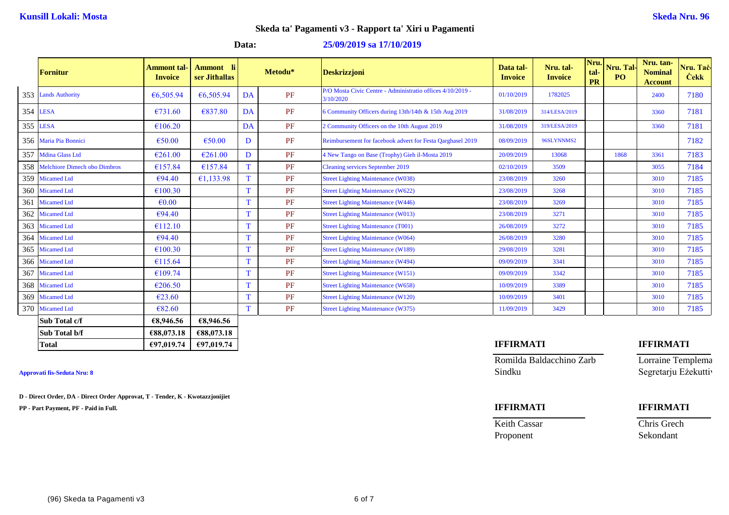**Kunsill Lokali: Mosta**

**Skeda Nru. 96**

## Skeda ta' Pagamenti v3 - Rapport ta' Xiri u Pagamenti

**Data: 25/09/2019 sa 17/10/2019**

| | Fornitur | Ammont tal-Invoice | Ammont li ser Jitħallas | Metodu* | | Deskrizzjoni | Data tal-Invoice | Nru. tal-Invoice | Nru. tal-PR | Nru. Tal-PO | Nru. tan-Nominal Account | Nru. Taċ-Ċekk |
|---|---|---|---|---|---|---|---|---|---|---|---|---|
| 353 | Lands Authority | €6,505.94 | €6,505.94 | DA | PF | P/O Mosta Civic Centre - Administratio offices 4/10/2019 - 3/10/2020 | 01/10/2019 | 1782025 | | | 2400 | 7180 |
| 354 | LESA | €731.60 | €837.80 | DA | PF | 6 Community Officers during 13th/14th & 15th Aug 2019 | 31/08/2019 | 314/LESA/2019 | | | 3360 | 7181 |
| 355 | LESA | €106.20 | | DA | PF | 2 Community Officers on the 10th August 2019 | 31/08/2019 | 319/LESA/2019 | | | 3360 | 7181 |
| 356 | Maria Pia Bonnici | €50.00 | €50.00 | D | PF | Reimbursement for facebook advert for Festa Qarghasel 2019 | 08/09/2019 | 96SLYNNMS2 | | | | 7182 |
| 357 | Mdina Glass Ltd | €261.00 | €261.00 | D | PF | 4 New Tango on Base (Trophy) Gieh il-Mosta 2019 | 20/09/2019 | 13068 | | 1868 | 3361 | 7183 |
| 358 | Melchiore Dimech obo Dimbros | €157.84 | €157.84 | T | PF | Cleaning services September 2019 | 02/10/2019 | 3509 | | | 3055 | 7184 |
| 359 | Micamed Ltd | €94.40 | €1,133.98 | T | PF | Street Lighting Maintenance (W038) | 23/08/2019 | 3260 | | | 3010 | 7185 |
| 360 | Micamed Ltd | €100.30 | | T | PF | Street Lighting Maintenance (W622) | 23/08/2019 | 3268 | | | 3010 | 7185 |
| 361 | Micamed Ltd | €0.00 | | T | PF | Street Lighting Maintenance (W446) | 23/08/2019 | 3269 | | | 3010 | 7185 |
| 362 | Micamed Ltd | €94.40 | | T | PF | Street Lighting Maintenance (W013) | 23/08/2019 | 3271 | | | 3010 | 7185 |
| 363 | Micamed Ltd | €112.10 | | T | PF | Street Lighting Maintenance (T001) | 26/08/2019 | 3272 | | | 3010 | 7185 |
| 364 | Micamed Ltd | €94.40 | | T | PF | Street Lighting Maintenance (W064) | 26/08/2019 | 3280 | | | 3010 | 7185 |
| 365 | Micamed Ltd | €100.30 | | T | PF | Street Lighting Maintenance (W189) | 29/08/2019 | 3281 | | | 3010 | 7185 |
| 366 | Micamed Ltd | €115.64 | | T | PF | Street Lighting Maintenance (W494) | 09/09/2019 | 3341 | | | 3010 | 7185 |
| 367 | Micamed Ltd | €109.74 | | T | PF | Street Lighting Maintenance (W151) | 09/09/2019 | 3342 | | | 3010 | 7185 |
| 368 | Micamed Ltd | €206.50 | | T | PF | Street Lighting Maintenance (W658) | 10/09/2019 | 3389 | | | 3010 | 7185 |
| 369 | Micamed Ltd | €23.60 | | T | PF | Street Lighting Maintenance (W120) | 10/09/2019 | 3401 | | | 3010 | 7185 |
| 370 | Micamed Ltd | €82.60 | | T | PF | Street Lighting Maintenance (W375) | 11/09/2019 | 3429 | | | 3010 | 7185 |
| | **Sub Total c/f** | **€8,946.56** | **€8,946.56** | | | | | | | | | |
| | **Sub Total b/f** | **€88,073.18** | **€88,073.18** | | | | | | | | | |
| | **Total** | **€97,019.74** | **€97,019.74** | | | | | | | | | |

**Approvati fis-Seduta Nru: 8**

**D - Direct Order, DA - Direct Order Approvat, T - Tender, K - Kwotazzjonijiet**

**PP - Part Payment, PF - Paid in Full.**

**IFFIRMATI**

Romilda Baldacchino Zarb
Sindku

**IFFIRMATI**

Lorraine Templema
Segretarju Eżekuttiv

**IFFIRMATI**

Keith Cassar
Proponent

**IFFIRMATI**

Chris Grech
Sekondant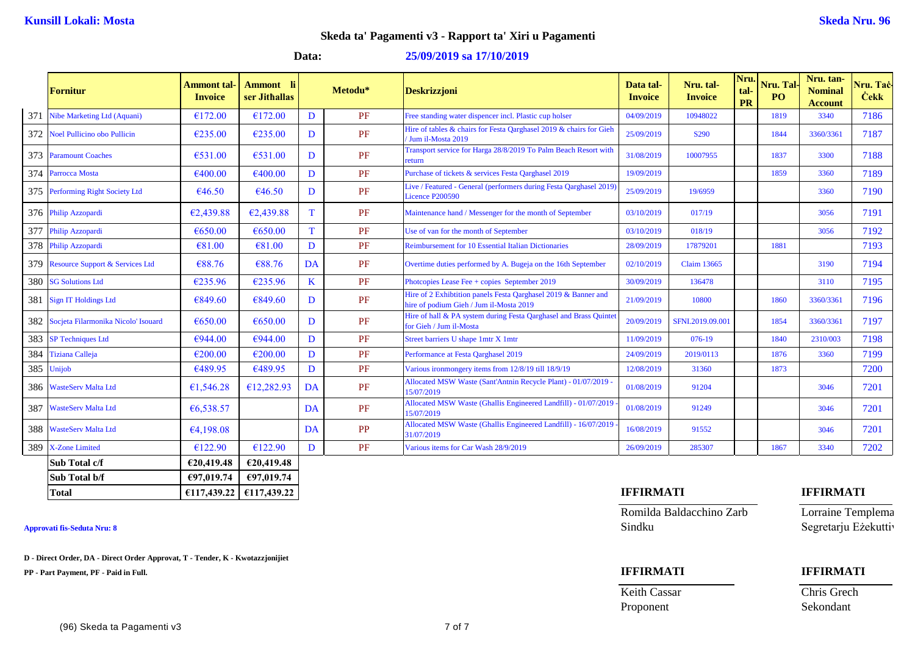**Kunsill Lokali: Mosta** **Skeda Nru. 96**

## Skeda ta' Pagamenti v3 - Rapport ta' Xiri u Pagamenti

**Data: 25/09/2019 sa 17/10/2019**

| | Fornitur | Ammont tal-Invoice | Ammont li ser Jitħallas | Metodu* | | Deskrizzjoni | Data tal-Invoice | Nru. tal-Invoice | Nru. tal-PR | Nru. Tal-PO | Nru. tan-Nominal Account | Nru. Taċ-Ċekk |
|---|---|---|---|---|---|---|---|---|---|---|---|---|
| 371 | Nibe Marketing Ltd (Aquani) | €172.00 | €172.00 | D | PF | Free standing water dispencer incl. Plastic cup holser | 04/09/2019 | 10948022 | | 1819 | 3340 | 7186 |
| 372 | Noel Pullicino obo Pullicin | €235.00 | €235.00 | D | PF | Hire of tables & chairs for Festa Qarghasel 2019 & chairs for Gieh / Jum il-Mosta 2019 | 25/09/2019 | S290 | | 1844 | 3360/3361 | 7187 |
| 373 | Paramount Coaches | €531.00 | €531.00 | D | PF | Transport service for Harga 28/8/2019 To Palm Beach Resort with return | 31/08/2019 | 10007955 | | 1837 | 3300 | 7188 |
| 374 | Parrocca Mosta | €400.00 | €400.00 | D | PF | Purchase of tickets & services Festa Qarghasel 2019 | 19/09/2019 | | | 1859 | 3360 | 7189 |
| 375 | Performing Right Society Ltd | €46.50 | €46.50 | D | PF | Live / Featured - General (performers during Festa Qarghasel 2019) Licence P200590 | 25/09/2019 | 19/6959 | | | 3360 | 7190 |
| 376 | Philip Azzopardi | €2,439.88 | €2,439.88 | T | PF | Maintenance hand / Messenger for the month of September | 03/10/2019 | 017/19 | | | 3056 | 7191 |
| 377 | Philip Azzopardi | €650.00 | €650.00 | T | PF | Use of van for the month of September | 03/10/2019 | 018/19 | | | 3056 | 7192 |
| 378 | Philip Azzopardi | €81.00 | €81.00 | D | PF | Reimbursement for 10 Essential Italian Dictionaries | 28/09/2019 | 17879201 | | 1881 | | 7193 |
| 379 | Resource Support & Services Ltd | €88.76 | €88.76 | DA | PF | Overtime duties performed by A. Bugeja on the 16th September | 02/10/2019 | Claim 13665 | | | 3190 | 7194 |
| 380 | SG Solutions Ltd | €235.96 | €235.96 | K | PF | Photcopies Lease Fee + copies September 2019 | 30/09/2019 | 136478 | | | 3110 | 7195 |
| 381 | Sign IT Holdings Ltd | €849.60 | €849.60 | D | PF | Hire of 2 Exhibtition panels Festa Qarghasel 2019 & Banner and hire of podium Gieh / Jum il-Mosta 2019 | 21/09/2019 | 10800 | | 1860 | 3360/3361 | 7196 |
| 382 | Socjeta Filarmonika Nicolo' Isouard | €650.00 | €650.00 | D | PF | Hire of hall & PA system during Festa Qarghasel and Brass Quintet for Gieh / Jum il-Mosta | 20/09/2019 | SFNI.2019.09.001 | | 1854 | 3360/3361 | 7197 |
| 383 | SP Techniques Ltd | €944.00 | €944.00 | D | PF | Street barriers U shape 1mtr X 1mtr | 11/09/2019 | 076-19 | | 1840 | 2310/003 | 7198 |
| 384 | Tiziana Calleja | €200.00 | €200.00 | D | PF | Performance at Festa Qarghasel 2019 | 24/09/2019 | 2019/0113 | | 1876 | 3360 | 7199 |
| 385 | Unijob | €489.95 | €489.95 | D | PF | Various ironmongery items from 12/8/19 till 18/9/19 | 12/08/2019 | 31360 | | 1873 | | 7200 |
| 386 | WasteServ Malta Ltd | €1,546.28 | €12,282.93 | DA | PF | Allocated MSW Waste (Sant'Antnin Recycle Plant) - 01/07/2019 - 15/07/2019 | 01/08/2019 | 91204 | | | 3046 | 7201 |
| 387 | WasteServ Malta Ltd | €6,538.57 | | DA | PF | Allocated MSW Waste (Ghallis Engineered Landfill) - 01/07/2019 - 15/07/2019 | 01/08/2019 | 91249 | | | 3046 | 7201 |
| 388 | WasteServ Malta Ltd | €4,198.08 | | DA | PP | Allocated MSW Waste (Ghallis Engineered Landfill) - 16/07/2019 - 31/07/2019 | 16/08/2019 | 91552 | | | 3046 | 7201 |
| 389 | X-Zone Limited | €122.90 | €122.90 | D | PF | Various items for Car Wash 28/9/2019 | 26/09/2019 | 285307 | | 1867 | 3340 | 7202 |
| | **Sub Total c/f** | **€20,419.48** | **€20,419.48** | | | | | | | | | |
| | **Sub Total b/f** | **€97,019.74** | **€97,019.74** | | | | | | | | | |
| | **Total** | **€117,439.22** | **€117,439.22** | | | | | | | | | |

**IFFIRMATI**
Romilda Baldacchino Zarb
Sindku

**IFFIRMATI**
Lorraine Templema
Segretarju Eżekuttiv

**Approvati fis-Seduta Nru: 8**

**D - Direct Order, DA - Direct Order Approvat, T - Tender, K - Kwotazzjonijiet**
**PP - Part Payment, PF - Paid in Full.**

**IFFIRMATI**
Keith Cassar
Proponent

**IFFIRMATI**
Chris Grech
Sekondant